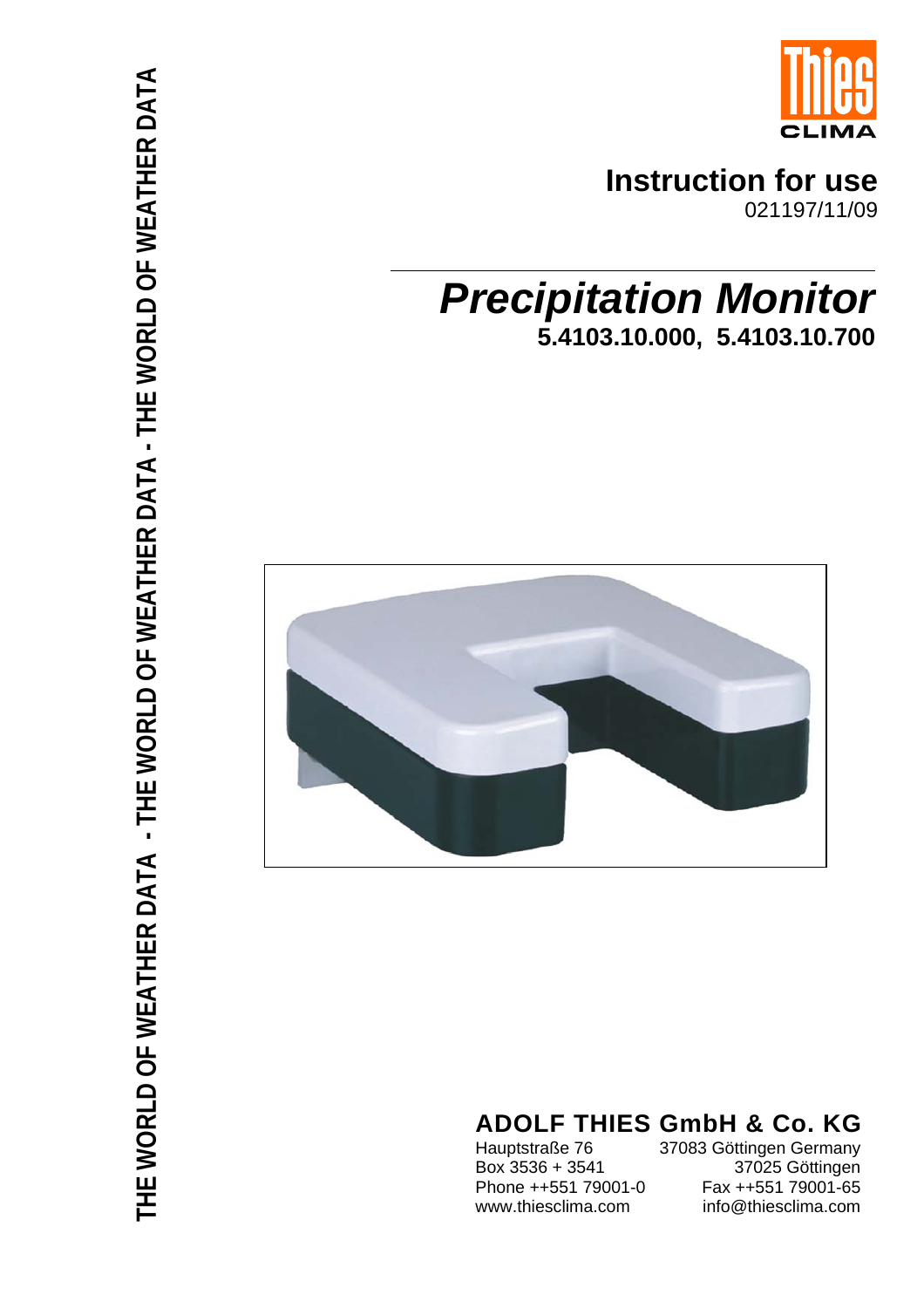Thies CLIMA

**Instruction for use**
021197/11/09

# *Precipitation Monitor*

**5.4103.10.000, 5.4103.10.700**

## ADOLF THIES GmbH & Co. KG

Hauptstraße 76 37083 Göttingen Germany
Box 3536 + 3541 37025 Göttingen
Phone ++551 79001-0 Fax ++551 79001-65
www.thiesclima.com info@thiesclima.com

THE WORLD OF WEATHER DATA - THE WORLD OF WEATHER DATA - THE WORLD OF WEATHER DATA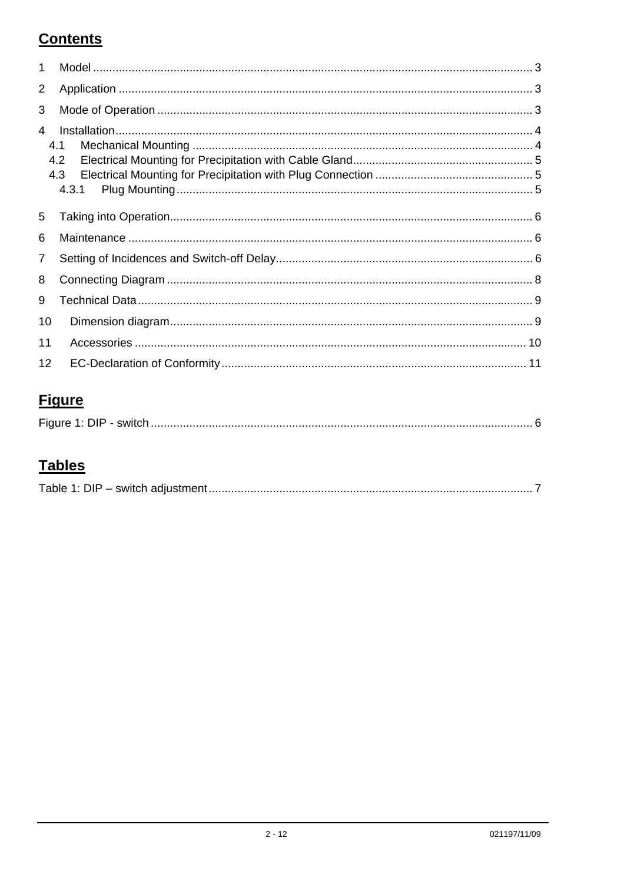## Contents

1 Model ........................................................................................................................................ 3

2 Application ................................................................................................................................ 3

3 Mode of Operation .................................................................................................................... 3

4 Installation................................................................................................................................. 4

4.1 Mechanical Mounting .......................................................................................................... 4

4.2 Electrical Mounting for Precipitation with Cable Gland........................................................ 5

4.3 Electrical Mounting for Precipitation with Plug Connection ................................................. 5

4.3.1 Plug Mounting.............................................................................................................. 5

5 Taking into Operation................................................................................................................ 6

6 Maintenance ............................................................................................................................. 6

7 Setting of Incidences and Switch-off Delay................................................................................ 6

8 Connecting Diagram ................................................................................................................. 8

9 Technical Data........................................................................................................................... 9

10 Dimension diagram................................................................................................................ 9

11 Accessories ......................................................................................................................... 10

12 EC-Declaration of Conformity .............................................................................................. 11

## Figure

Figure 1: DIP - switch ...................................................................................................................... 6

## Tables

Table 1: DIP – switch adjustment .................................................................................................... 7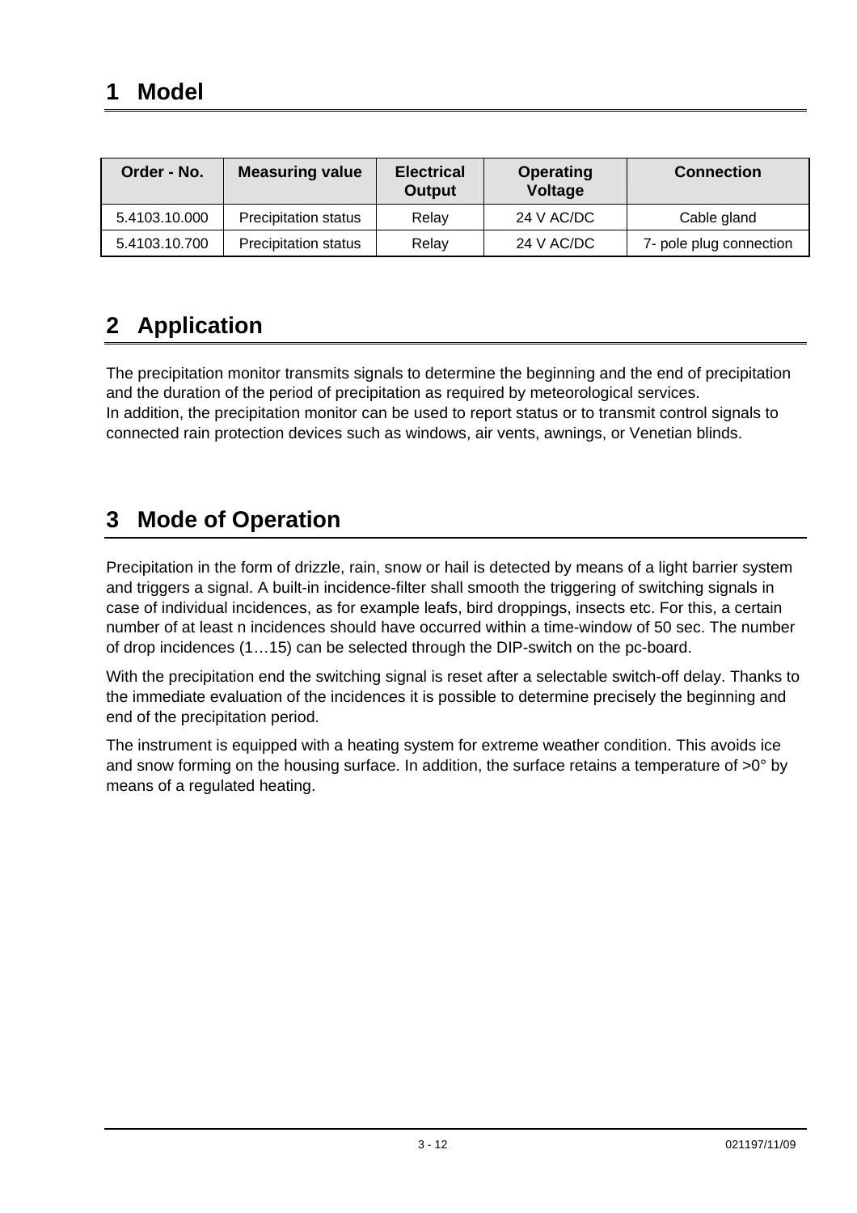# 1 Model

| Order - No. | Measuring value | Electrical Output | Operating Voltage | Connection |
|---|---|---|---|---|
| 5.4103.10.000 | Precipitation status | Relay | 24 V AC/DC | Cable gland |
| 5.4103.10.700 | Precipitation status | Relay | 24 V AC/DC | 7- pole plug connection |

# 2 Application

The precipitation monitor transmits signals to determine the beginning and the end of precipitation and the duration of the period of precipitation as required by meteorological services.
In addition, the precipitation monitor can be used to report status or to transmit control signals to connected rain protection devices such as windows, air vents, awnings, or Venetian blinds.

# 3 Mode of Operation

Precipitation in the form of drizzle, rain, snow or hail is detected by means of a light barrier system and triggers a signal. A built-in incidence-filter shall smooth the triggering of switching signals in case of individual incidences, as for example leafs, bird droppings, insects etc. For this, a certain number of at least n incidences should have occurred within a time-window of 50 sec. The number of drop incidences (1…15) can be selected through the DIP-switch on the pc-board.

With the precipitation end the switching signal is reset after a selectable switch-off delay. Thanks to the immediate evaluation of the incidences it is possible to determine precisely the beginning and end of the precipitation period.

The instrument is equipped with a heating system for extreme weather condition. This avoids ice and snow forming on the housing surface. In addition, the surface retains a temperature of >0° by means of a regulated heating.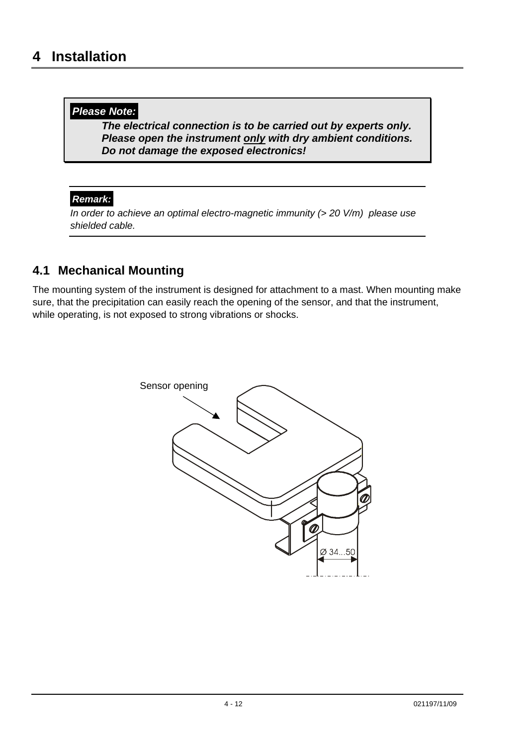# 4 Installation

> ***Please Note:***
>
> ***The electrical connection is to be carried out by experts only.***
> ***Please open the instrument only with dry ambient conditions.***
> ***Do not damage the exposed electronics!***

***Remark:***

*In order to achieve an optimal electro-magnetic immunity (> 20 V/m) please use shielded cable.*

## 4.1 Mechanical Mounting

The mounting system of the instrument is designed for attachment to a mast. When mounting make sure, that the precipitation can easily reach the opening of the sensor, and that the instrument, while operating, is not exposed to strong vibrations or shocks.

Sensor opening

Ø 34...50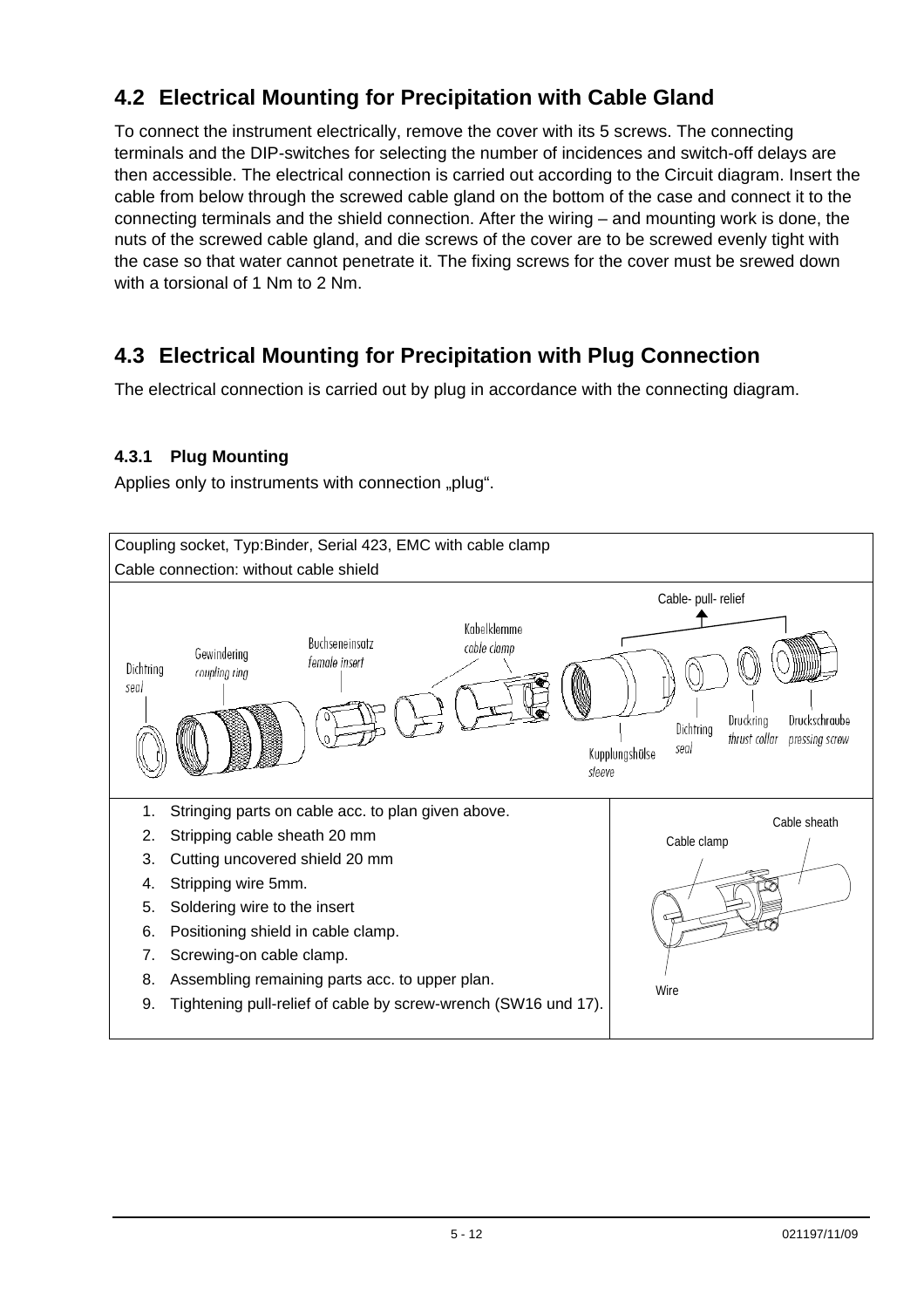## 4.2 Electrical Mounting for Precipitation with Cable Gland

To connect the instrument electrically, remove the cover with its 5 screws. The connecting terminals and the DIP-switches for selecting the number of incidences and switch-off delays are then accessible. The electrical connection is carried out according to the Circuit diagram. Insert the cable from below through the screwed cable gland on the bottom of the case and connect it to the connecting terminals and the shield connection. After the wiring – and mounting work is done, the nuts of the screwed cable gland, and die screws of the cover are to be screwed evenly tight with the case so that water cannot penetrate it. The fixing screws for the cover must be srewed down with a torsional of 1 Nm to 2 Nm.

## 4.3 Electrical Mounting for Precipitation with Plug Connection

The electrical connection is carried out by plug in accordance with the connecting diagram.

### 4.3.1 Plug Mounting

Applies only to instruments with connection „plug“.

Coupling socket, Typ:Binder, Serial 423, EMC with cable clamp

Cable connection: without cable shield

1. Stringing parts on cable acc. to plan given above.
2. Stripping cable sheath 20 mm
3. Cutting uncovered shield 20 mm
4. Stripping wire 5mm.
5. Soldering wire to the insert
6. Positioning shield in cable clamp.
7. Screwing-on cable clamp.
8. Assembling remaining parts acc. to upper plan.
9. Tightening pull-relief of cable by screw-wrench (SW16 und 17).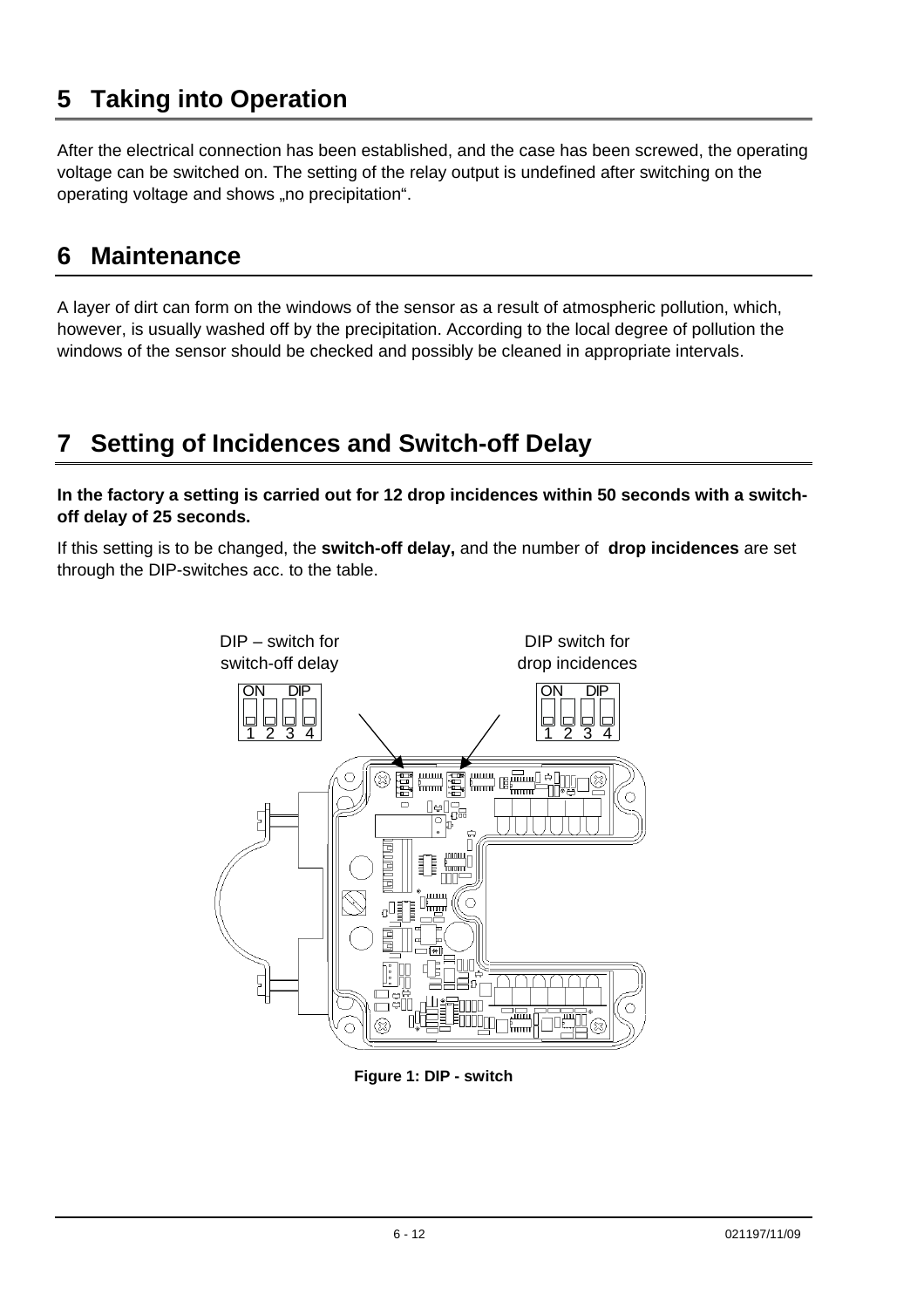# 5 Taking into Operation

After the electrical connection has been established, and the case has been screwed, the operating voltage can be switched on. The setting of the relay output is undefined after switching on the operating voltage and shows „no precipitation".

# 6 Maintenance

A layer of dirt can form on the windows of the sensor as a result of atmospheric pollution, which, however, is usually washed off by the precipitation. According to the local degree of pollution the windows of the sensor should be checked and possibly be cleaned in appropriate intervals.

# 7 Setting of Incidences and Switch-off Delay

**In the factory a setting is carried out for 12 drop incidences within 50 seconds with a switch-off delay of 25 seconds.**

If this setting is to be changed, the **switch-off delay,** and the number of **drop incidences** are set through the DIP-switches acc. to the table.

DIP – switch for switch-off delay

DIP switch for drop incidences

Figure 1: DIP - switch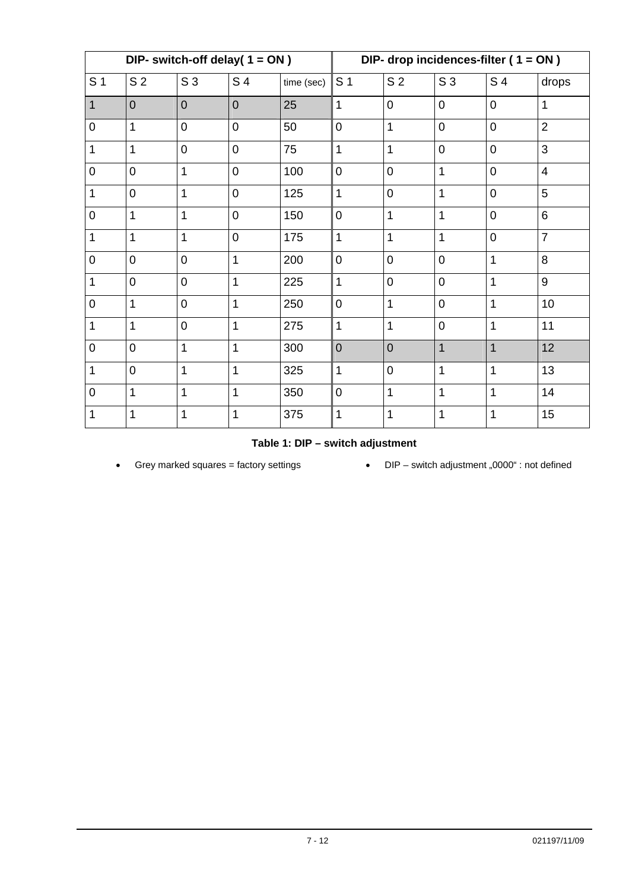| DIP- switch-off delay( 1 = ON ) | | | | | DIP- drop incidences-filter ( 1 = ON ) | | | | |
|---|---|---|---|---|---|---|---|---|---|
| S 1 | S 2 | S 3 | S 4 | time (sec) | S 1 | S 2 | S 3 | S 4 | drops |
| 1 | 0 | 0 | 0 | 25 | 1 | 0 | 0 | 0 | 1 |
| 0 | 1 | 0 | 0 | 50 | 0 | 1 | 0 | 0 | 2 |
| 1 | 1 | 0 | 0 | 75 | 1 | 1 | 0 | 0 | 3 |
| 0 | 0 | 1 | 0 | 100 | 0 | 0 | 1 | 0 | 4 |
| 1 | 0 | 1 | 0 | 125 | 1 | 0 | 1 | 0 | 5 |
| 0 | 1 | 1 | 0 | 150 | 0 | 1 | 1 | 0 | 6 |
| 1 | 1 | 1 | 0 | 175 | 1 | 1 | 1 | 0 | 7 |
| 0 | 0 | 0 | 1 | 200 | 0 | 0 | 0 | 1 | 8 |
| 1 | 0 | 0 | 1 | 225 | 1 | 0 | 0 | 1 | 9 |
| 0 | 1 | 0 | 1 | 250 | 0 | 1 | 0 | 1 | 10 |
| 1 | 1 | 0 | 1 | 275 | 1 | 1 | 0 | 1 | 11 |
| 0 | 0 | 1 | 1 | 300 | 0 | 0 | 1 | 1 | 12 |
| 1 | 0 | 1 | 1 | 325 | 1 | 0 | 1 | 1 | 13 |
| 0 | 1 | 1 | 1 | 350 | 0 | 1 | 1 | 1 | 14 |
| 1 | 1 | 1 | 1 | 375 | 1 | 1 | 1 | 1 | 15 |

**Table 1: DIP – switch adjustment**

- Grey marked squares = factory settings
- DIP – switch adjustment „0000" : not defined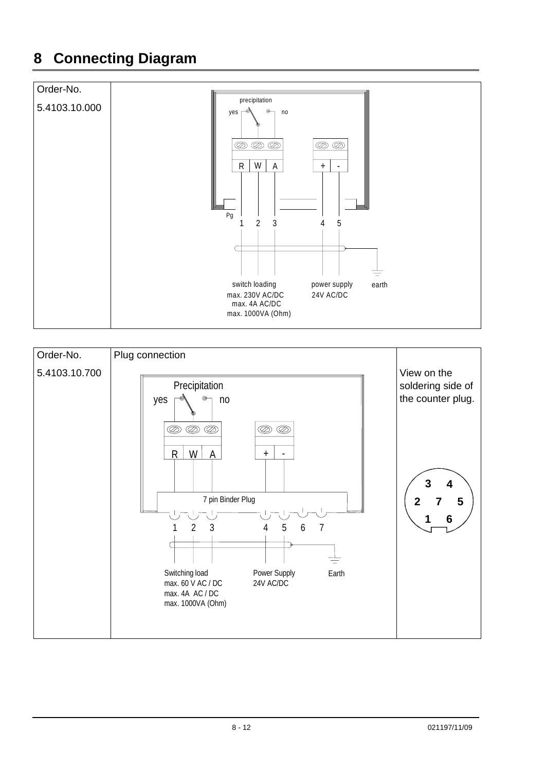# 8 Connecting Diagram

| Order-No. | |
|---|---|
| 5.4103.10.000 | precipitation<br>yes no<br>R W A + -<br>Pg<br>1 2 3 4 5<br>switch loading<br>max. 230V AC/DC<br>max. 4A AC/DC<br>max. 1000VA (Ohm)<br>power supply<br>24V AC/DC<br>earth |

| Order-No. | Plug connection | |
|---|---|---|
| 5.4103.10.700 | Precipitation<br>yes no<br>R W A + -<br>7 pin Binder Plug<br>1 2 3 4 5 6 7<br>Switching load<br>max. 60 V AC / DC<br>max. 4A AC / DC<br>max. 1000VA (Ohm)<br>Power Supply<br>24V AC/DC<br>Earth | View on the soldering side of the counter plug.<br>3 4<br>2 7 5<br>1 6 |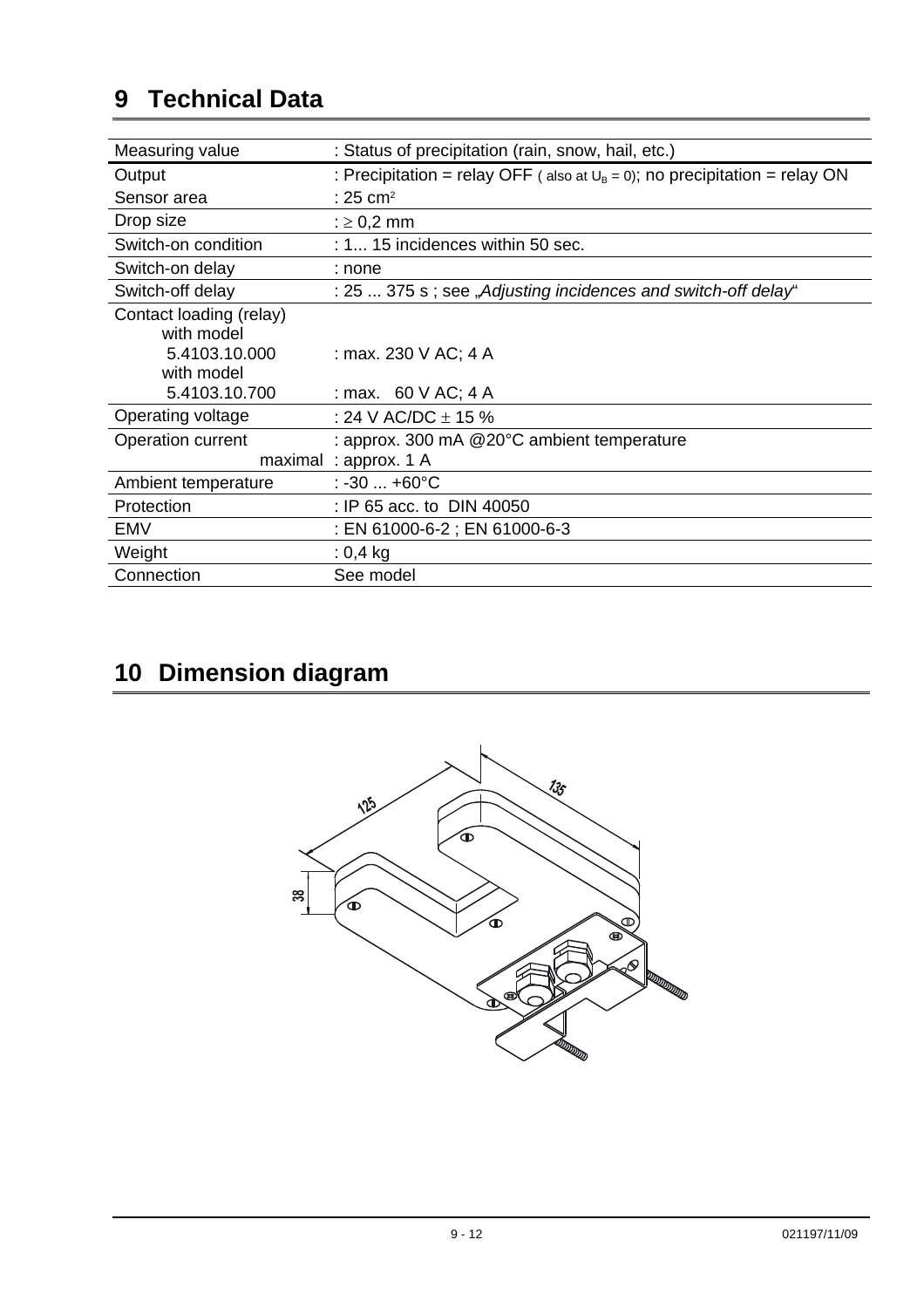## 9 Technical Data

| | |
|---|---|
| Measuring value | : Status of precipitation (rain, snow, hail, etc.) |
| Output | : Precipitation = relay OFF ( also at $U_B = 0$); no precipitation = relay ON |
| Sensor area | : 25 $cm^2$ |
| Drop size | : $\geq$ 0,2 mm |
| Switch-on condition | : 1... 15 incidences within 50 sec. |
| Switch-on delay | : none |
| Switch-off delay | : 25 ... 375 s ; see „*Adjusting incidences and switch-off delay*“ |
| Contact loading (relay) with model 5.4103.10.000 | : max. 230 V AC; 4 A |
| with model 5.4103.10.700 | : max. 60 V AC; 4 A |
| Operating voltage | : 24 V AC/DC $\pm$ 15 % |
| Operation current | : approx. 300 mA @20°C ambient temperature |
| maximal | : approx. 1 A |
| Ambient temperature | : -30 ... +60°C |
| Protection | : IP 65 acc. to DIN 40050 |
| EMV | : EN 61000-6-2 ; EN 61000-6-3 |
| Weight | : 0,4 kg |
| Connection | See model |

## 10 Dimension diagram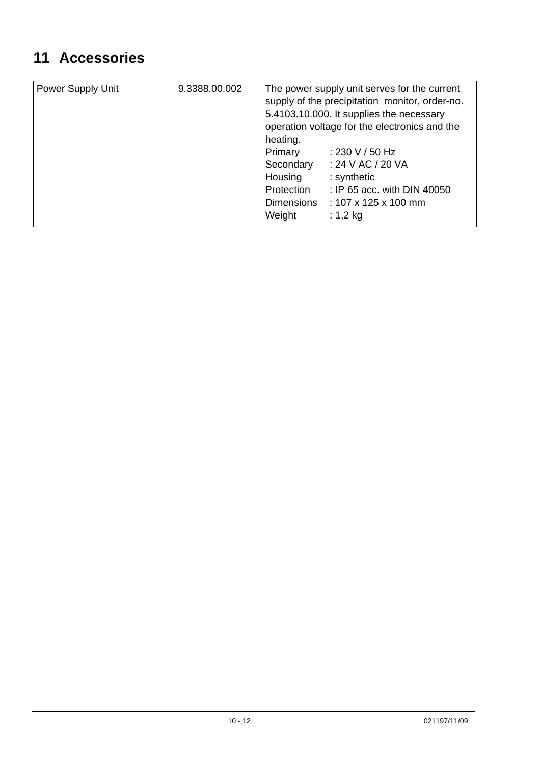# 11 Accessories

| | | |
|---|---|---|
| Power Supply Unit | 9.3388.00.002 | The power supply unit serves for the current supply of the precipitation monitor, order-no. 5.4103.10.000. It supplies the necessary operation voltage for the electronics and the heating.<br>Primary : 230 V / 50 Hz<br>Secondary : 24 V AC / 20 VA<br>Housing : synthetic<br>Protection : IP 65 acc. with DIN 40050<br>Dimensions : 107 x 125 x 100 mm<br>Weight : 1,2 kg |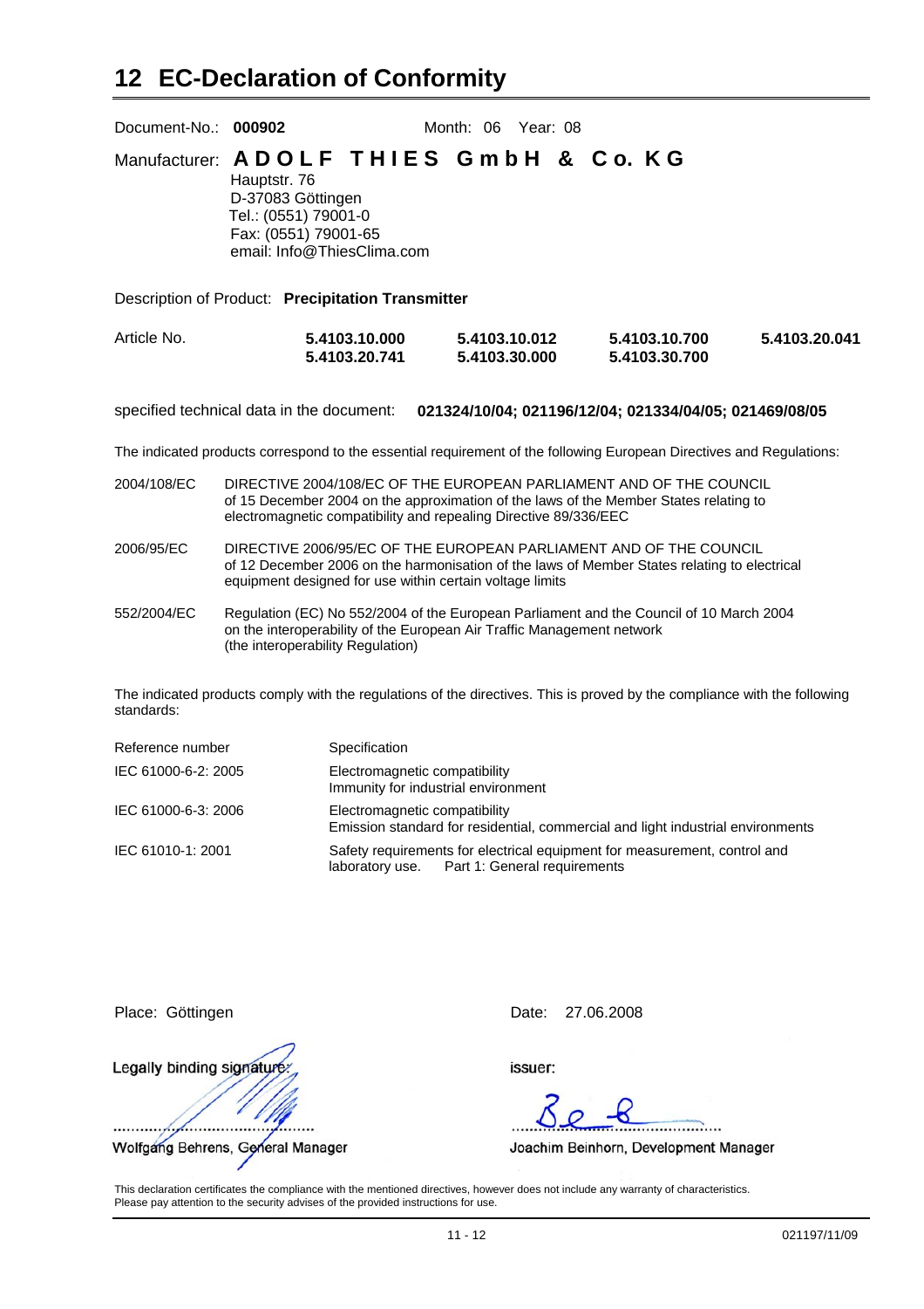# 12 EC-Declaration of Conformity

Document-No.: **000902** Month: 06 Year: 08

Manufacturer: **A D O L F T H I E S G m b H & C o. K G**
Hauptstr. 76
D-37083 Göttingen
Tel.: (0551) 79001-0
Fax: (0551) 79001-65
email: Info@ThiesClima.com

Description of Product: **Precipitation Transmitter**

| Article No. | | | | |
|---|---|---|---|---|
| | **5.4103.10.000** | **5.4103.10.012** | **5.4103.10.700** | **5.4103.20.041** |
| | **5.4103.20.741** | **5.4103.30.000** | **5.4103.30.700** | |

specified technical data in the document: **021324/10/04; 021196/12/04; 021334/04/05; 021469/08/05**

The indicated products correspond to the essential requirement of the following European Directives and Regulations:

2004/108/EC — DIRECTIVE 2004/108/EC OF THE EUROPEAN PARLIAMENT AND OF THE COUNCIL of 15 December 2004 on the approximation of the laws of the Member States relating to electromagnetic compatibility and repealing Directive 89/336/EEC

2006/95/EC — DIRECTIVE 2006/95/EC OF THE EUROPEAN PARLIAMENT AND OF THE COUNCIL of 12 December 2006 on the harmonisation of the laws of Member States relating to electrical equipment designed for use within certain voltage limits

552/2004/EC — Regulation (EC) No 552/2004 of the European Parliament and the Council of 10 March 2004 on the interoperability of the European Air Traffic Management network (the interoperability Regulation)

The indicated products comply with the regulations of the directives. This is proved by the compliance with the following standards:

| Reference number | Specification |
|---|---|
| IEC 61000-6-2: 2005 | Electromagnetic compatibility<br>Immunity for industrial environment |
| IEC 61000-6-3: 2006 | Electromagnetic compatibility<br>Emission standard for residential, commercial and light industrial environments |
| IEC 61010-1: 2001 | Safety requirements for electrical equipment for measurement, control and laboratory use. Part 1: General requirements |

Place: Göttingen

Date: 27.06.2008

Legally binding signature:

Wolfgang Behrens, General Manager

issuer:

Joachim Beinhorn, Development Manager

This declaration certificates the compliance with the mentioned directives, however does not include any warranty of characteristics.
Please pay attention to the security advises of the provided instructions for use.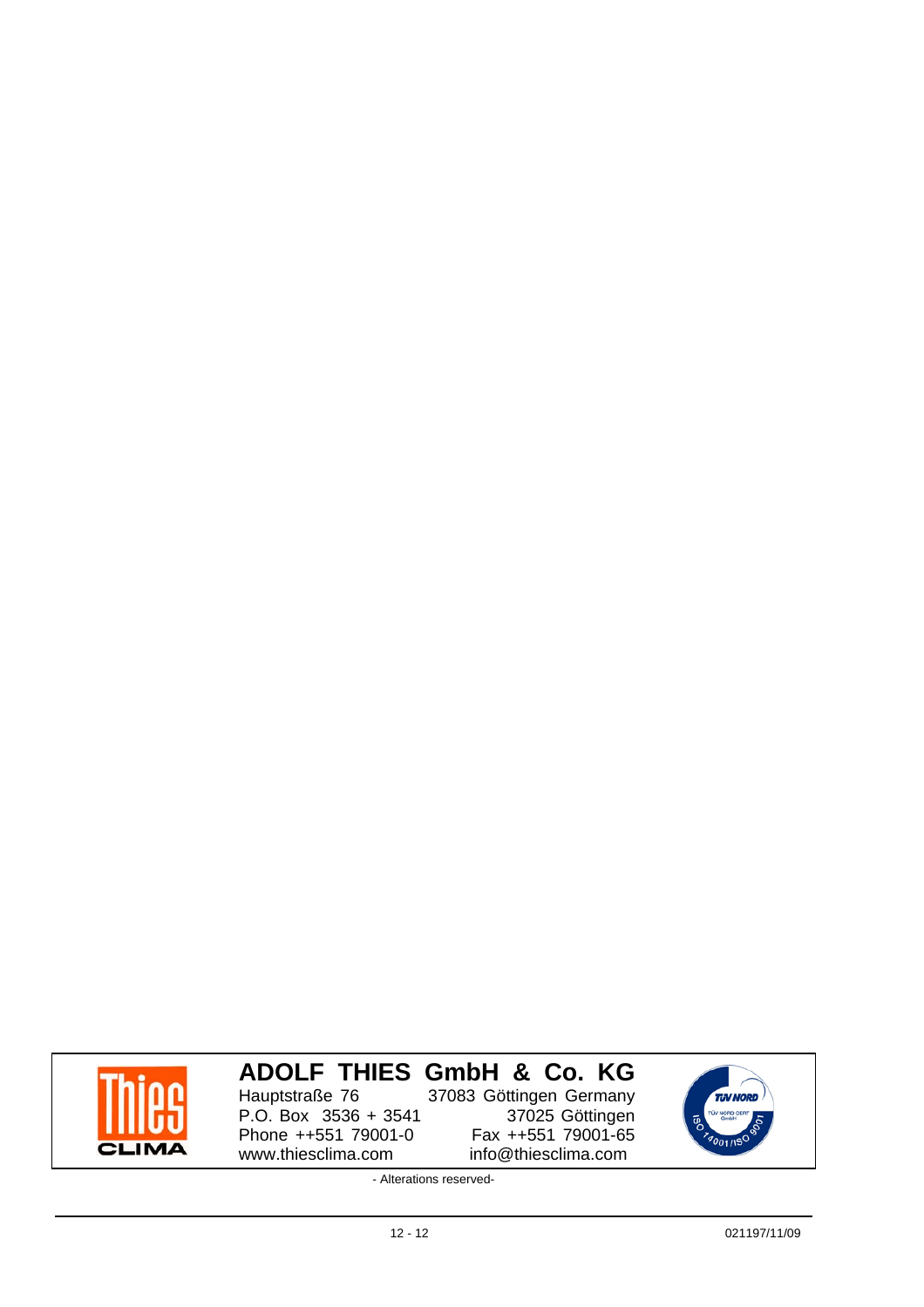**ADOLF THIES GmbH & Co. KG**

Hauptstraße 76 37083 Göttingen Germany
P.O. Box 3536 + 3541 37025 Göttingen
Phone ++551 79001-0 Fax ++551 79001-65
www.thiesclima.com info@thiesclima.com

- Alterations reserved-

021197/11/09